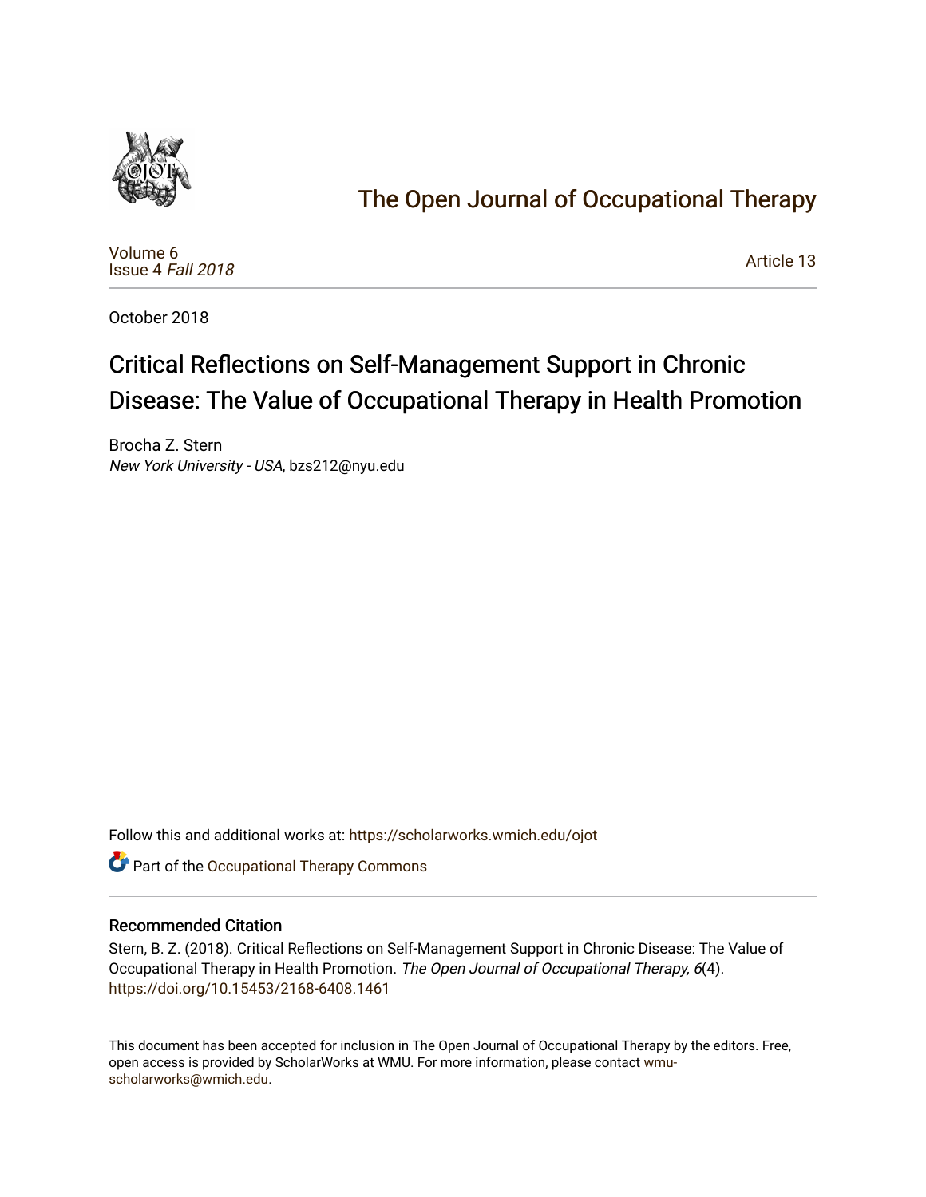# The Open Journal of Occupational Therapy

Volume 6
Issue 4 *Fall 2018*

Article 13

October 2018

## Critical Reflections on Self-Management Support in Chronic Disease: The Value of Occupational Therapy in Health Promotion

Brocha Z. Stern
*New York University - USA*, bzs212@nyu.edu

Follow this and additional works at: https://scholarworks.wmich.edu/ojot

Part of the Occupational Therapy Commons

### Recommended Citation

Stern, B. Z. (2018). Critical Reflections on Self-Management Support in Chronic Disease: The Value of Occupational Therapy in Health Promotion. *The Open Journal of Occupational Therapy, 6*(4). https://doi.org/10.15453/2168-6408.1461

This document has been accepted for inclusion in The Open Journal of Occupational Therapy by the editors. Free, open access is provided by ScholarWorks at WMU. For more information, please contact wmu-scholarworks@wmich.edu.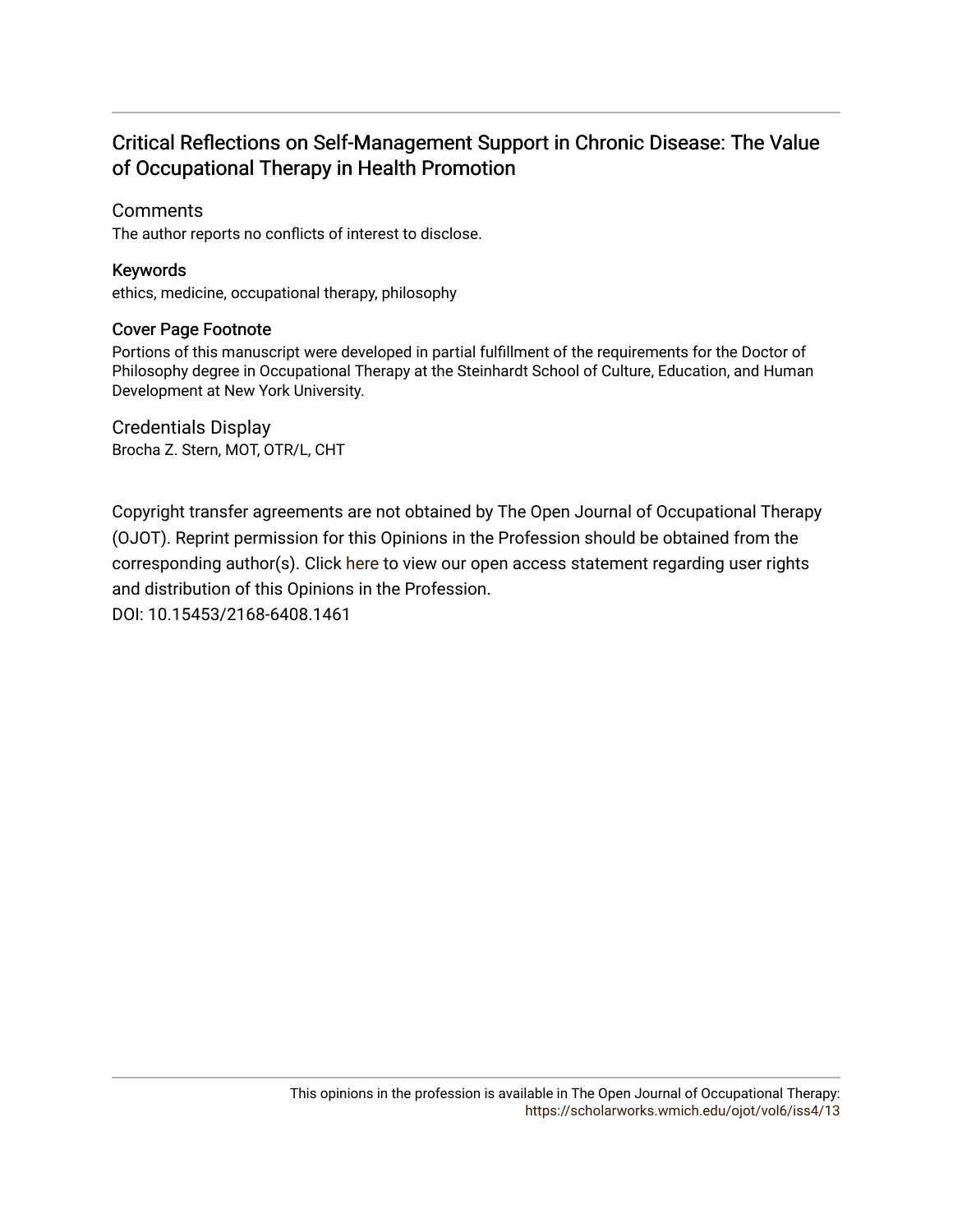# Critical Reflections on Self-Management Support in Chronic Disease: The Value of Occupational Therapy in Health Promotion

## Comments

The author reports no conflicts of interest to disclose.

## Keywords

ethics, medicine, occupational therapy, philosophy

## Cover Page Footnote

Portions of this manuscript were developed in partial fulfillment of the requirements for the Doctor of Philosophy degree in Occupational Therapy at the Steinhardt School of Culture, Education, and Human Development at New York University.

## Credentials Display

Brocha Z. Stern, MOT, OTR/L, CHT

Copyright transfer agreements are not obtained by The Open Journal of Occupational Therapy (OJOT). Reprint permission for this Opinions in the Profession should be obtained from the corresponding author(s). Click here to view our open access statement regarding user rights and distribution of this Opinions in the Profession.

DOI: 10.15453/2168-6408.1461

This opinions in the profession is available in The Open Journal of Occupational Therapy: https://scholarworks.wmich.edu/ojot/vol6/iss4/13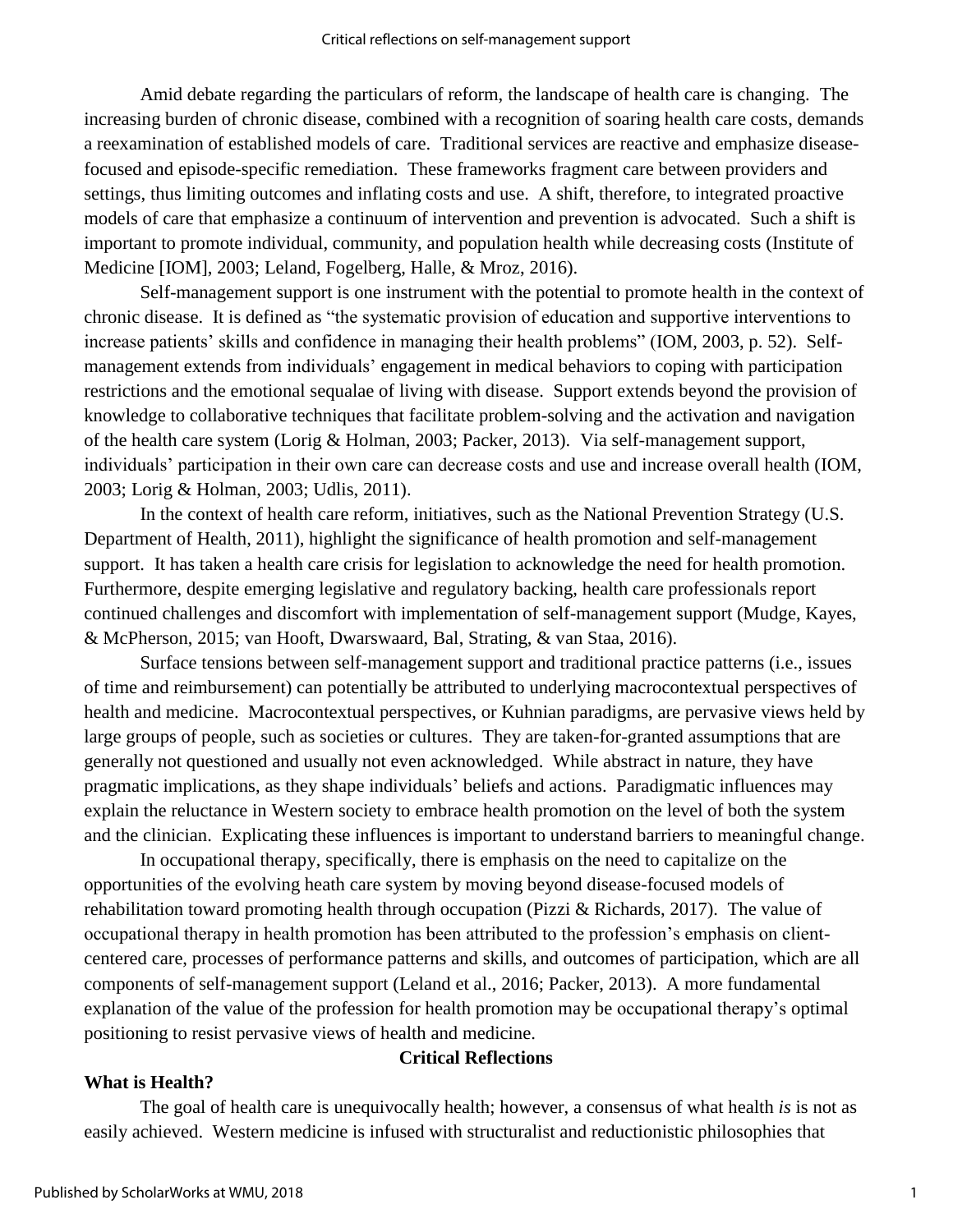Amid debate regarding the particulars of reform, the landscape of health care is changing. The increasing burden of chronic disease, combined with a recognition of soaring health care costs, demands a reexamination of established models of care. Traditional services are reactive and emphasize disease-focused and episode-specific remediation. These frameworks fragment care between providers and settings, thus limiting outcomes and inflating costs and use. A shift, therefore, to integrated proactive models of care that emphasize a continuum of intervention and prevention is advocated. Such a shift is important to promote individual, community, and population health while decreasing costs (Institute of Medicine [IOM], 2003; Leland, Fogelberg, Halle, & Mroz, 2016).

Self-management support is one instrument with the potential to promote health in the context of chronic disease. It is defined as "the systematic provision of education and supportive interventions to increase patients' skills and confidence in managing their health problems" (IOM, 2003, p. 52). Self-management extends from individuals' engagement in medical behaviors to coping with participation restrictions and the emotional sequalae of living with disease. Support extends beyond the provision of knowledge to collaborative techniques that facilitate problem-solving and the activation and navigation of the health care system (Lorig & Holman, 2003; Packer, 2013). Via self-management support, individuals' participation in their own care can decrease costs and use and increase overall health (IOM, 2003; Lorig & Holman, 2003; Udlis, 2011).

In the context of health care reform, initiatives, such as the National Prevention Strategy (U.S. Department of Health, 2011), highlight the significance of health promotion and self-management support. It has taken a health care crisis for legislation to acknowledge the need for health promotion. Furthermore, despite emerging legislative and regulatory backing, health care professionals report continued challenges and discomfort with implementation of self-management support (Mudge, Kayes, & McPherson, 2015; van Hooft, Dwarswaard, Bal, Strating, & van Staa, 2016).

Surface tensions between self-management support and traditional practice patterns (i.e., issues of time and reimbursement) can potentially be attributed to underlying macrocontextual perspectives of health and medicine. Macrocontextual perspectives, or Kuhnian paradigms, are pervasive views held by large groups of people, such as societies or cultures. They are taken-for-granted assumptions that are generally not questioned and usually not even acknowledged. While abstract in nature, they have pragmatic implications, as they shape individuals' beliefs and actions. Paradigmatic influences may explain the reluctance in Western society to embrace health promotion on the level of both the system and the clinician. Explicating these influences is important to understand barriers to meaningful change.

In occupational therapy, specifically, there is emphasis on the need to capitalize on the opportunities of the evolving heath care system by moving beyond disease-focused models of rehabilitation toward promoting health through occupation (Pizzi & Richards, 2017). The value of occupational therapy in health promotion has been attributed to the profession's emphasis on client-centered care, processes of performance patterns and skills, and outcomes of participation, which are all components of self-management support (Leland et al., 2016; Packer, 2013). A more fundamental explanation of the value of the profession for health promotion may be occupational therapy's optimal positioning to resist pervasive views of health and medicine.

## Critical Reflections

### What is Health?

The goal of health care is unequivocally health; however, a consensus of what health *is* is not as easily achieved. Western medicine is infused with structuralist and reductionistic philosophies that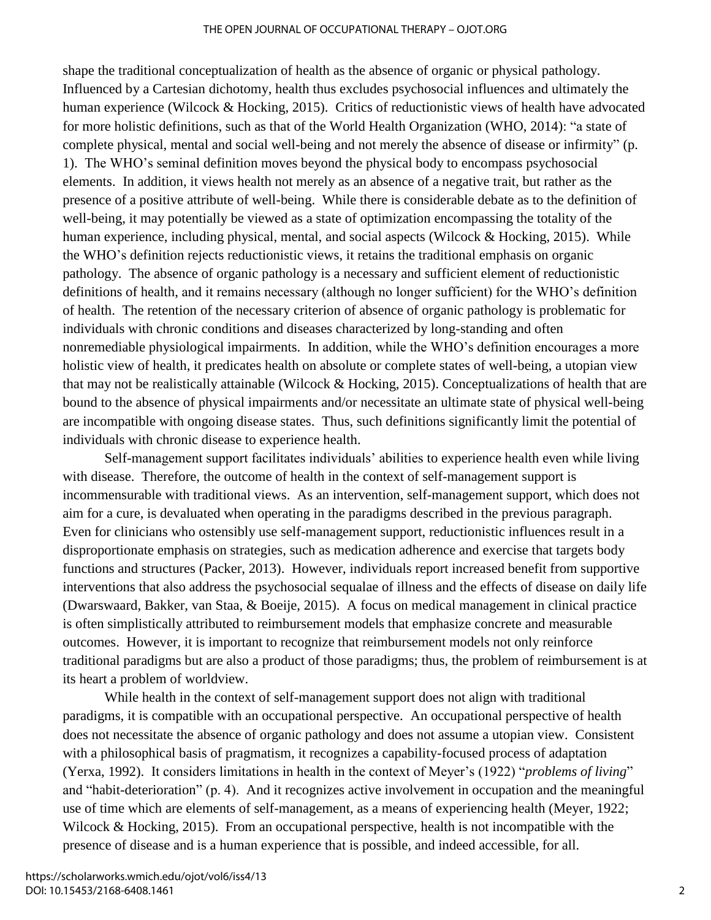shape the traditional conceptualization of health as the absence of organic or physical pathology. Influenced by a Cartesian dichotomy, health thus excludes psychosocial influences and ultimately the human experience (Wilcock & Hocking, 2015). Critics of reductionistic views of health have advocated for more holistic definitions, such as that of the World Health Organization (WHO, 2014): "a state of complete physical, mental and social well-being and not merely the absence of disease or infirmity" (p. 1). The WHO's seminal definition moves beyond the physical body to encompass psychosocial elements. In addition, it views health not merely as an absence of a negative trait, but rather as the presence of a positive attribute of well-being. While there is considerable debate as to the definition of well-being, it may potentially be viewed as a state of optimization encompassing the totality of the human experience, including physical, mental, and social aspects (Wilcock & Hocking, 2015). While the WHO's definition rejects reductionistic views, it retains the traditional emphasis on organic pathology. The absence of organic pathology is a necessary and sufficient element of reductionistic definitions of health, and it remains necessary (although no longer sufficient) for the WHO's definition of health. The retention of the necessary criterion of absence of organic pathology is problematic for individuals with chronic conditions and diseases characterized by long-standing and often nonremediable physiological impairments. In addition, while the WHO's definition encourages a more holistic view of health, it predicates health on absolute or complete states of well-being, a utopian view that may not be realistically attainable (Wilcock & Hocking, 2015). Conceptualizations of health that are bound to the absence of physical impairments and/or necessitate an ultimate state of physical well-being are incompatible with ongoing disease states. Thus, such definitions significantly limit the potential of individuals with chronic disease to experience health.

Self-management support facilitates individuals' abilities to experience health even while living with disease. Therefore, the outcome of health in the context of self-management support is incommensurable with traditional views. As an intervention, self-management support, which does not aim for a cure, is devaluated when operating in the paradigms described in the previous paragraph. Even for clinicians who ostensibly use self-management support, reductionistic influences result in a disproportionate emphasis on strategies, such as medication adherence and exercise that targets body functions and structures (Packer, 2013). However, individuals report increased benefit from supportive interventions that also address the psychosocial sequalae of illness and the effects of disease on daily life (Dwarswaard, Bakker, van Staa, & Boeije, 2015). A focus on medical management in clinical practice is often simplistically attributed to reimbursement models that emphasize concrete and measurable outcomes. However, it is important to recognize that reimbursement models not only reinforce traditional paradigms but are also a product of those paradigms; thus, the problem of reimbursement is at its heart a problem of worldview.

While health in the context of self-management support does not align with traditional paradigms, it is compatible with an occupational perspective. An occupational perspective of health does not necessitate the absence of organic pathology and does not assume a utopian view. Consistent with a philosophical basis of pragmatism, it recognizes a capability-focused process of adaptation (Yerxa, 1992). It considers limitations in health in the context of Meyer's (1922) "*problems of living*" and "habit-deterioration" (p. 4). And it recognizes active involvement in occupation and the meaningful use of time which are elements of self-management, as a means of experiencing health (Meyer, 1922; Wilcock & Hocking, 2015). From an occupational perspective, health is not incompatible with the presence of disease and is a human experience that is possible, and indeed accessible, for all.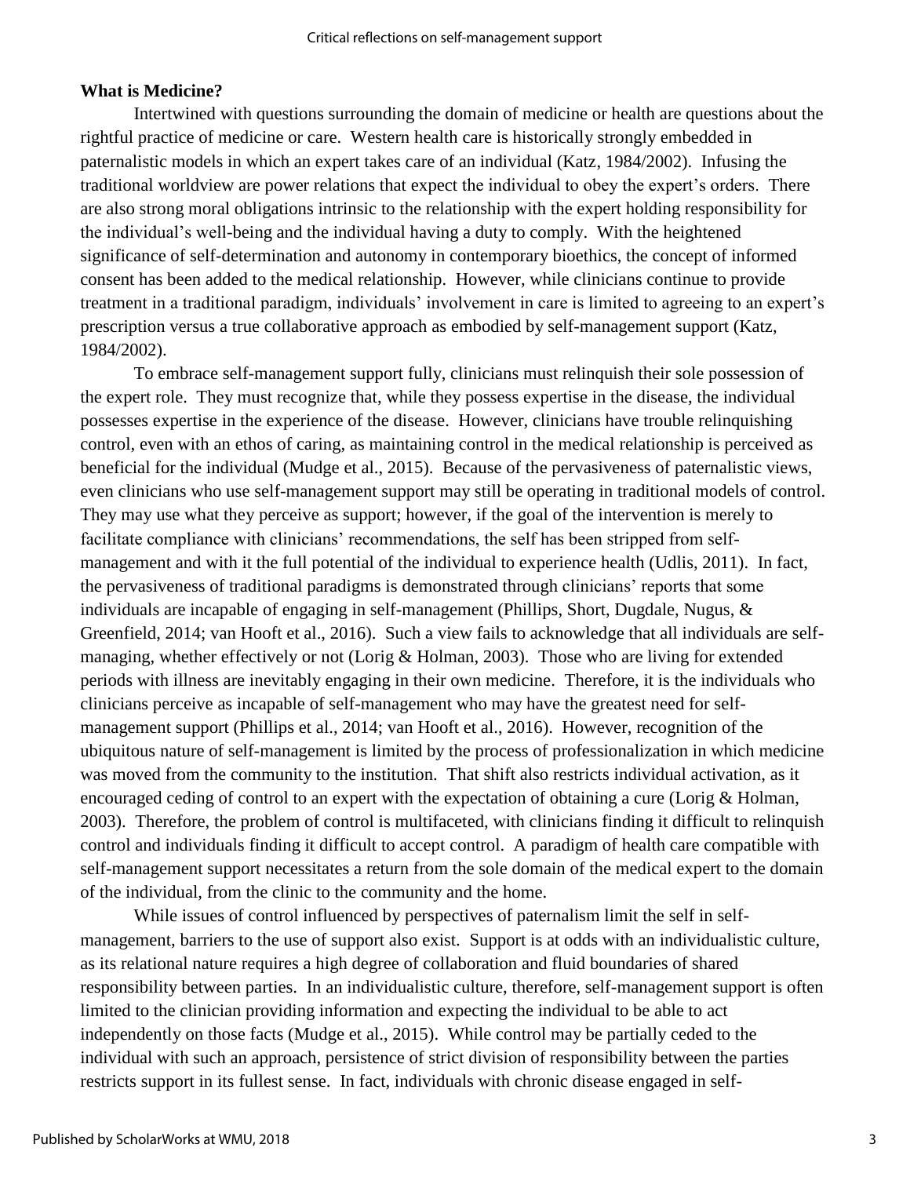## What is Medicine?

Intertwined with questions surrounding the domain of medicine or health are questions about the rightful practice of medicine or care. Western health care is historically strongly embedded in paternalistic models in which an expert takes care of an individual (Katz, 1984/2002). Infusing the traditional worldview are power relations that expect the individual to obey the expert's orders. There are also strong moral obligations intrinsic to the relationship with the expert holding responsibility for the individual's well-being and the individual having a duty to comply. With the heightened significance of self-determination and autonomy in contemporary bioethics, the concept of informed consent has been added to the medical relationship. However, while clinicians continue to provide treatment in a traditional paradigm, individuals' involvement in care is limited to agreeing to an expert's prescription versus a true collaborative approach as embodied by self-management support (Katz, 1984/2002).

To embrace self-management support fully, clinicians must relinquish their sole possession of the expert role. They must recognize that, while they possess expertise in the disease, the individual possesses expertise in the experience of the disease. However, clinicians have trouble relinquishing control, even with an ethos of caring, as maintaining control in the medical relationship is perceived as beneficial for the individual (Mudge et al., 2015). Because of the pervasiveness of paternalistic views, even clinicians who use self-management support may still be operating in traditional models of control. They may use what they perceive as support; however, if the goal of the intervention is merely to facilitate compliance with clinicians' recommendations, the self has been stripped from self-management and with it the full potential of the individual to experience health (Udlis, 2011). In fact, the pervasiveness of traditional paradigms is demonstrated through clinicians' reports that some individuals are incapable of engaging in self-management (Phillips, Short, Dugdale, Nugus, & Greenfield, 2014; van Hooft et al., 2016). Such a view fails to acknowledge that all individuals are self-managing, whether effectively or not (Lorig & Holman, 2003). Those who are living for extended periods with illness are inevitably engaging in their own medicine. Therefore, it is the individuals who clinicians perceive as incapable of self-management who may have the greatest need for self-management support (Phillips et al., 2014; van Hooft et al., 2016). However, recognition of the ubiquitous nature of self-management is limited by the process of professionalization in which medicine was moved from the community to the institution. That shift also restricts individual activation, as it encouraged ceding of control to an expert with the expectation of obtaining a cure (Lorig & Holman, 2003). Therefore, the problem of control is multifaceted, with clinicians finding it difficult to relinquish control and individuals finding it difficult to accept control. A paradigm of health care compatible with self-management support necessitates a return from the sole domain of the medical expert to the domain of the individual, from the clinic to the community and the home.

While issues of control influenced by perspectives of paternalism limit the self in self-management, barriers to the use of support also exist. Support is at odds with an individualistic culture, as its relational nature requires a high degree of collaboration and fluid boundaries of shared responsibility between parties. In an individualistic culture, therefore, self-management support is often limited to the clinician providing information and expecting the individual to be able to act independently on those facts (Mudge et al., 2015). While control may be partially ceded to the individual with such an approach, persistence of strict division of responsibility between the parties restricts support in its fullest sense. In fact, individuals with chronic disease engaged in self-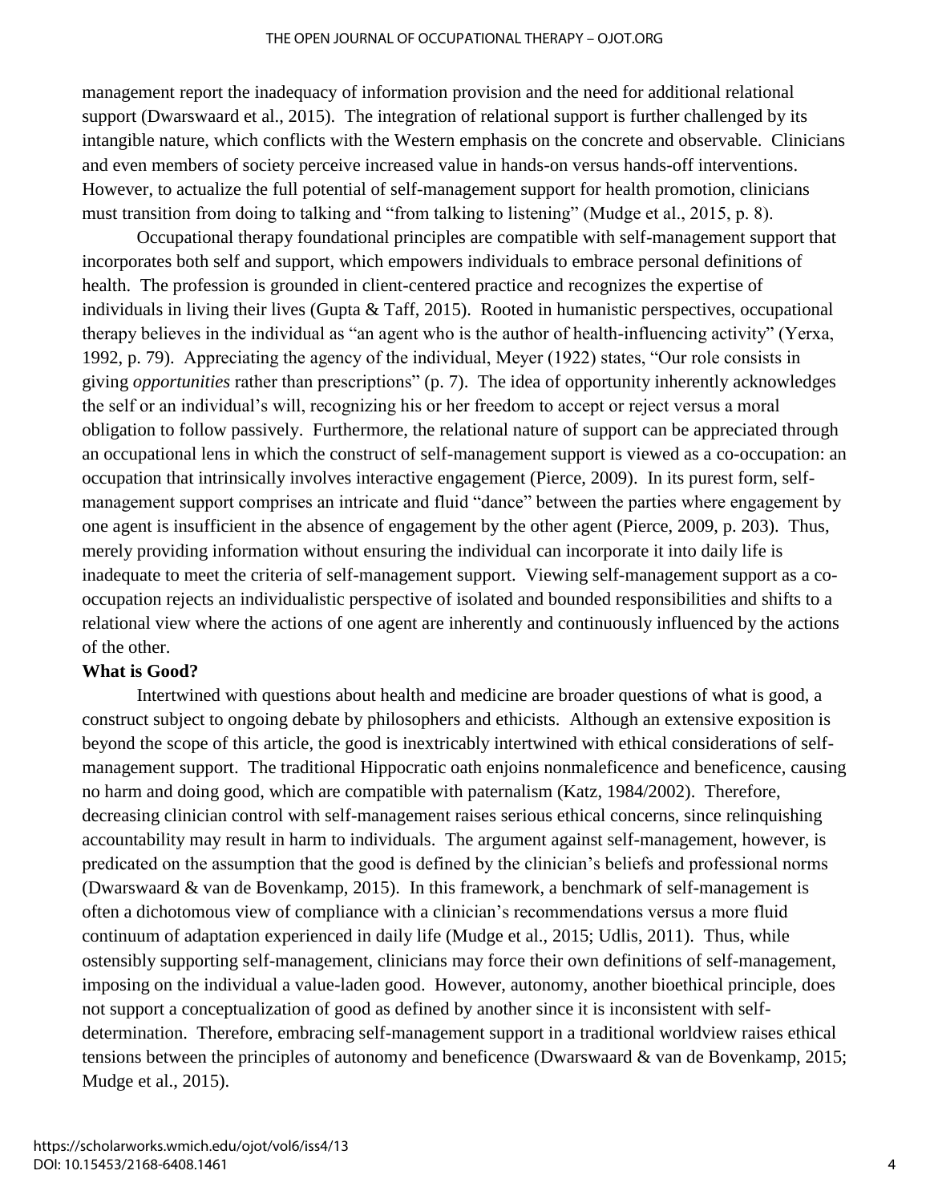management report the inadequacy of information provision and the need for additional relational support (Dwarswaard et al., 2015). The integration of relational support is further challenged by its intangible nature, which conflicts with the Western emphasis on the concrete and observable. Clinicians and even members of society perceive increased value in hands-on versus hands-off interventions. However, to actualize the full potential of self-management support for health promotion, clinicians must transition from doing to talking and "from talking to listening" (Mudge et al., 2015, p. 8).

Occupational therapy foundational principles are compatible with self-management support that incorporates both self and support, which empowers individuals to embrace personal definitions of health. The profession is grounded in client-centered practice and recognizes the expertise of individuals in living their lives (Gupta & Taff, 2015). Rooted in humanistic perspectives, occupational therapy believes in the individual as "an agent who is the author of health-influencing activity" (Yerxa, 1992, p. 79). Appreciating the agency of the individual, Meyer (1922) states, "Our role consists in giving *opportunities* rather than prescriptions" (p. 7). The idea of opportunity inherently acknowledges the self or an individual's will, recognizing his or her freedom to accept or reject versus a moral obligation to follow passively. Furthermore, the relational nature of support can be appreciated through an occupational lens in which the construct of self-management support is viewed as a co-occupation: an occupation that intrinsically involves interactive engagement (Pierce, 2009). In its purest form, self-management support comprises an intricate and fluid "dance" between the parties where engagement by one agent is insufficient in the absence of engagement by the other agent (Pierce, 2009, p. 203). Thus, merely providing information without ensuring the individual can incorporate it into daily life is inadequate to meet the criteria of self-management support. Viewing self-management support as a co-occupation rejects an individualistic perspective of isolated and bounded responsibilities and shifts to a relational view where the actions of one agent are inherently and continuously influenced by the actions of the other.

**What is Good?**

Intertwined with questions about health and medicine are broader questions of what is good, a construct subject to ongoing debate by philosophers and ethicists. Although an extensive exposition is beyond the scope of this article, the good is inextricably intertwined with ethical considerations of self-management support. The traditional Hippocratic oath enjoins nonmaleficence and beneficence, causing no harm and doing good, which are compatible with paternalism (Katz, 1984/2002). Therefore, decreasing clinician control with self-management raises serious ethical concerns, since relinquishing accountability may result in harm to individuals. The argument against self-management, however, is predicated on the assumption that the good is defined by the clinician's beliefs and professional norms (Dwarswaard & van de Bovenkamp, 2015). In this framework, a benchmark of self-management is often a dichotomous view of compliance with a clinician's recommendations versus a more fluid continuum of adaptation experienced in daily life (Mudge et al., 2015; Udlis, 2011). Thus, while ostensibly supporting self-management, clinicians may force their own definitions of self-management, imposing on the individual a value-laden good. However, autonomy, another bioethical principle, does not support a conceptualization of good as defined by another since it is inconsistent with self-determination. Therefore, embracing self-management support in a traditional worldview raises ethical tensions between the principles of autonomy and beneficence (Dwarswaard & van de Bovenkamp, 2015; Mudge et al., 2015).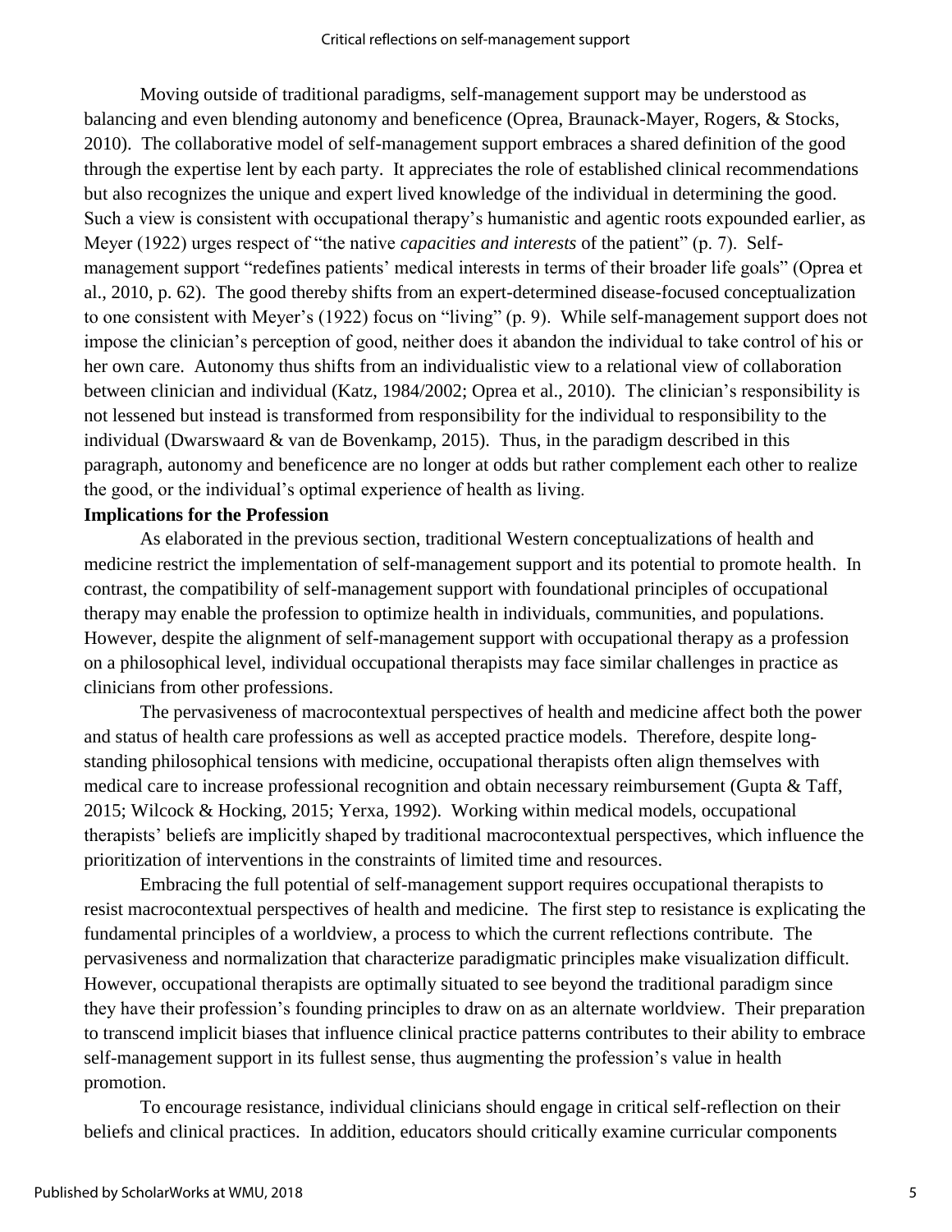Moving outside of traditional paradigms, self-management support may be understood as balancing and even blending autonomy and beneficence (Oprea, Braunack-Mayer, Rogers, & Stocks, 2010). The collaborative model of self-management support embraces a shared definition of the good through the expertise lent by each party. It appreciates the role of established clinical recommendations but also recognizes the unique and expert lived knowledge of the individual in determining the good. Such a view is consistent with occupational therapy's humanistic and agentic roots expounded earlier, as Meyer (1922) urges respect of "the native *capacities and interests* of the patient" (p. 7). Self-management support "redefines patients' medical interests in terms of their broader life goals" (Oprea et al., 2010, p. 62). The good thereby shifts from an expert-determined disease-focused conceptualization to one consistent with Meyer's (1922) focus on "living" (p. 9). While self-management support does not impose the clinician's perception of good, neither does it abandon the individual to take control of his or her own care. Autonomy thus shifts from an individualistic view to a relational view of collaboration between clinician and individual (Katz, 1984/2002; Oprea et al., 2010). The clinician's responsibility is not lessened but instead is transformed from responsibility for the individual to responsibility to the individual (Dwarswaard & van de Bovenkamp, 2015). Thus, in the paradigm described in this paragraph, autonomy and beneficence are no longer at odds but rather complement each other to realize the good, or the individual's optimal experience of health as living.

## Implications for the Profession

As elaborated in the previous section, traditional Western conceptualizations of health and medicine restrict the implementation of self-management support and its potential to promote health. In contrast, the compatibility of self-management support with foundational principles of occupational therapy may enable the profession to optimize health in individuals, communities, and populations. However, despite the alignment of self-management support with occupational therapy as a profession on a philosophical level, individual occupational therapists may face similar challenges in practice as clinicians from other professions.

The pervasiveness of macrocontextual perspectives of health and medicine affect both the power and status of health care professions as well as accepted practice models. Therefore, despite long-standing philosophical tensions with medicine, occupational therapists often align themselves with medical care to increase professional recognition and obtain necessary reimbursement (Gupta & Taff, 2015; Wilcock & Hocking, 2015; Yerxa, 1992). Working within medical models, occupational therapists' beliefs are implicitly shaped by traditional macrocontextual perspectives, which influence the prioritization of interventions in the constraints of limited time and resources.

Embracing the full potential of self-management support requires occupational therapists to resist macrocontextual perspectives of health and medicine. The first step to resistance is explicating the fundamental principles of a worldview, a process to which the current reflections contribute. The pervasiveness and normalization that characterize paradigmatic principles make visualization difficult. However, occupational therapists are optimally situated to see beyond the traditional paradigm since they have their profession's founding principles to draw on as an alternate worldview. Their preparation to transcend implicit biases that influence clinical practice patterns contributes to their ability to embrace self-management support in its fullest sense, thus augmenting the profession's value in health promotion.

To encourage resistance, individual clinicians should engage in critical self-reflection on their beliefs and clinical practices. In addition, educators should critically examine curricular components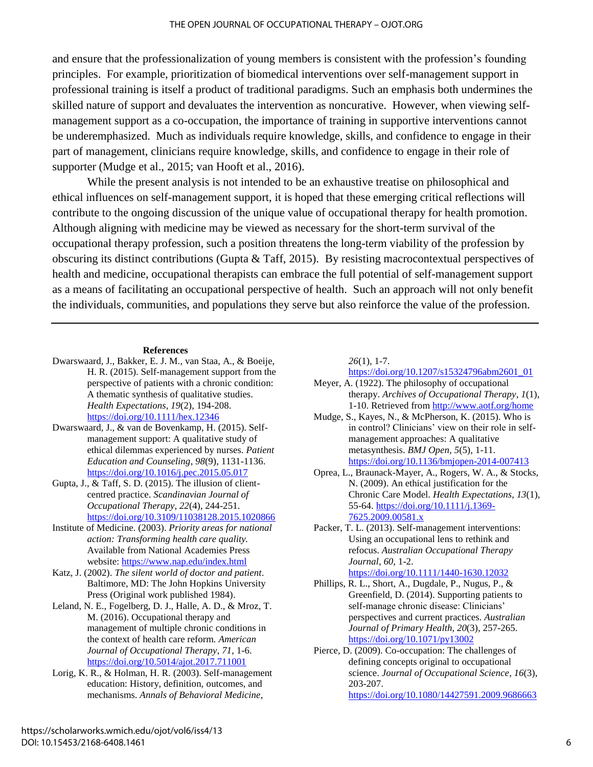and ensure that the professionalization of young members is consistent with the profession's founding principles. For example, prioritization of biomedical interventions over self-management support in professional training is itself a product of traditional paradigms. Such an emphasis both undermines the skilled nature of support and devaluates the intervention as noncurative. However, when viewing self-management support as a co-occupation, the importance of training in supportive interventions cannot be underemphasized. Much as individuals require knowledge, skills, and confidence to engage in their part of management, clinicians require knowledge, skills, and confidence to engage in their role of supporter (Mudge et al., 2015; van Hooft et al., 2016).

While the present analysis is not intended to be an exhaustive treatise on philosophical and ethical influences on self-management support, it is hoped that these emerging critical reflections will contribute to the ongoing discussion of the unique value of occupational therapy for health promotion. Although aligning with medicine may be viewed as necessary for the short-term survival of the occupational therapy profession, such a position threatens the long-term viability of the profession by obscuring its distinct contributions (Gupta & Taff, 2015). By resisting macrocontextual perspectives of health and medicine, occupational therapists can embrace the full potential of self-management support as a means of facilitating an occupational perspective of health. Such an approach will not only benefit the individuals, communities, and populations they serve but also reinforce the value of the profession.

---

**References**

Dwarswaard, J., Bakker, E. J. M., van Staa, A., & Boeije, H. R. (2015). Self-management support from the perspective of patients with a chronic condition: A thematic synthesis of qualitative studies. *Health Expectations, 19*(2), 194-208. https://doi.org/10.1111/hex.12346

Dwarswaard, J., & van de Bovenkamp, H. (2015). Self-management support: A qualitative study of ethical dilemmas experienced by nurses. *Patient Education and Counseling, 98*(9), 1131-1136. https://doi.org/10.1016/j.pec.2015.05.017

Gupta, J., & Taff, S. D. (2015). The illusion of client-centred practice. *Scandinavian Journal of Occupational Therapy, 22*(4), 244-251. https://doi.org/10.3109/11038128.2015.1020866

Institute of Medicine. (2003). *Priority areas for national action: Transforming health care quality.* Available from National Academies Press website: https://www.nap.edu/index.html

Katz, J. (2002). *The silent world of doctor and patient*. Baltimore, MD: The John Hopkins University Press (Original work published 1984).

Leland, N. E., Fogelberg, D. J., Halle, A. D., & Mroz, T. M. (2016). Occupational therapy and management of multiple chronic conditions in the context of health care reform. *American Journal of Occupational Therapy, 71*, 1-6. https://doi.org/10.5014/ajot.2017.711001

Lorig, K. R., & Holman, H. R. (2003). Self-management education: History, definition, outcomes, and mechanisms. *Annals of Behavioral Medicine, 26*(1), 1-7. https://doi.org/10.1207/s15324796abm2601_01

Meyer, A. (1922). The philosophy of occupational therapy. *Archives of Occupational Therapy, 1*(1), 1-10. Retrieved from http://www.aotf.org/home

Mudge, S., Kayes, N., & McPherson, K. (2015). Who is in control? Clinicians' view on their role in self-management approaches: A qualitative metasynthesis. *BMJ Open, 5*(5), 1-11. https://doi.org/10.1136/bmjopen-2014-007413

Oprea, L., Braunack-Mayer, A., Rogers, W. A., & Stocks, N. (2009). An ethical justification for the Chronic Care Model. *Health Expectations, 13*(1), 55-64. https://doi.org/10.1111/j.1369-7625.2009.00581.x

Packer, T. L. (2013). Self-management interventions: Using an occupational lens to rethink and refocus. *Australian Occupational Therapy Journal, 60*, 1-2. https://doi.org/10.1111/1440-1630.12032

Phillips, R. L., Short, A., Dugdale, P., Nugus, P., & Greenfield, D. (2014). Supporting patients to self-manage chronic disease: Clinicians' perspectives and current practices. *Australian Journal of Primary Health, 20*(3), 257-265. https://doi.org/10.1071/py13002

Pierce, D. (2009). Co-occupation: The challenges of defining concepts original to occupational science. *Journal of Occupational Science, 16*(3), 203-207. https://doi.org/10.1080/14427591.2009.9686663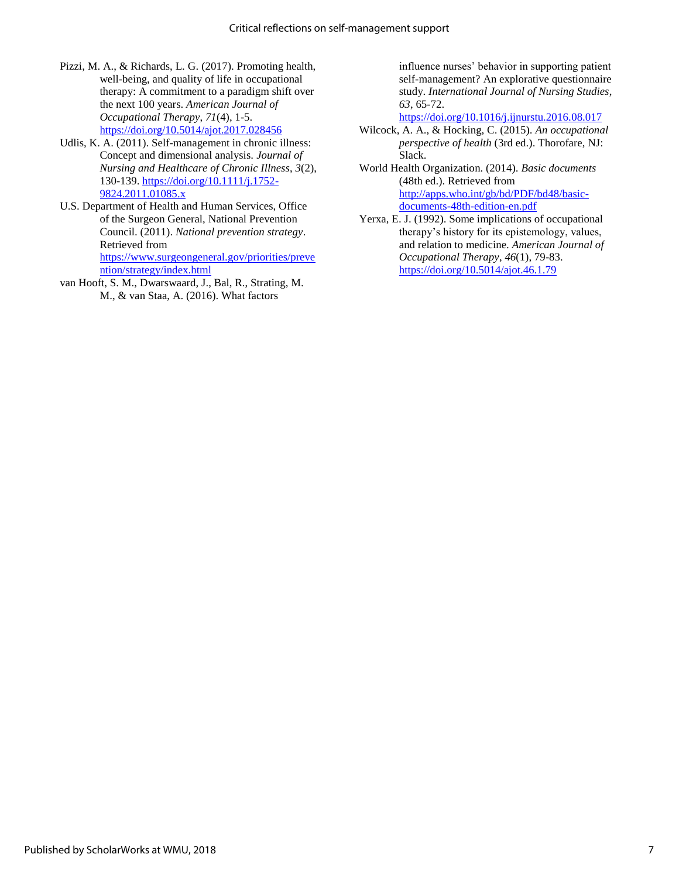Pizzi, M. A., & Richards, L. G. (2017). Promoting health, well-being, and quality of life in occupational therapy: A commitment to a paradigm shift over the next 100 years. *American Journal of Occupational Therapy*, *71*(4), 1-5. https://doi.org/10.5014/ajot.2017.028456

Udlis, K. A. (2011). Self-management in chronic illness: Concept and dimensional analysis. *Journal of Nursing and Healthcare of Chronic Illness*, *3*(2), 130-139. https://doi.org/10.1111/j.1752-9824.2011.01085.x

U.S. Department of Health and Human Services, Office of the Surgeon General, National Prevention Council. (2011). *National prevention strategy*. Retrieved from https://www.surgeongeneral.gov/priorities/prevention/strategy/index.html

van Hooft, S. M., Dwarswaard, J., Bal, R., Strating, M. M., & van Staa, A. (2016). What factors influence nurses' behavior in supporting patient self-management? An explorative questionnaire study. *International Journal of Nursing Studies*, *63*, 65-72. https://doi.org/10.1016/j.ijnurstu.2016.08.017

Wilcock, A. A., & Hocking, C. (2015). *An occupational perspective of health* (3rd ed.). Thorofare, NJ: Slack.

World Health Organization. (2014). *Basic documents* (48th ed.). Retrieved from http://apps.who.int/gb/bd/PDF/bd48/basic-documents-48th-edition-en.pdf

Yerxa, E. J. (1992). Some implications of occupational therapy's history for its epistemology, values, and relation to medicine. *American Journal of Occupational Therapy*, *46*(1), 79-83. https://doi.org/10.5014/ajot.46.1.79